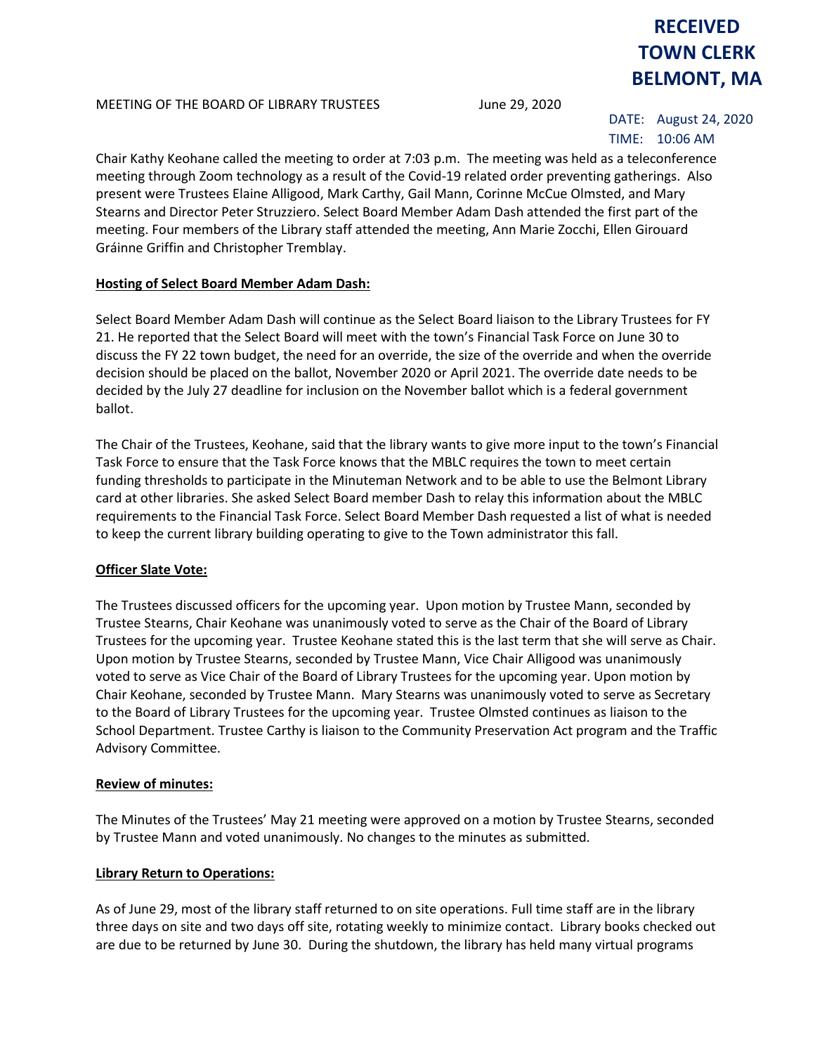**RECEIVED**
**TOWN CLERK**
**BELMONT, MA**

DATE: August 24, 2020
TIME: 10:06 AM

MEETING OF THE BOARD OF LIBRARY TRUSTEES June 29, 2020

Chair Kathy Keohane called the meeting to order at 7:03 p.m. The meeting was held as a teleconference meeting through Zoom technology as a result of the Covid-19 related order preventing gatherings. Also present were Trustees Elaine Alligood, Mark Carthy, Gail Mann, Corinne McCue Olmsted, and Mary Stearns and Director Peter Struzziero. Select Board Member Adam Dash attended the first part of the meeting. Four members of the Library staff attended the meeting, Ann Marie Zocchi, Ellen Girouard Gráinne Griffin and Christopher Tremblay.

**Hosting of Select Board Member Adam Dash:**

Select Board Member Adam Dash will continue as the Select Board liaison to the Library Trustees for FY 21. He reported that the Select Board will meet with the town's Financial Task Force on June 30 to discuss the FY 22 town budget, the need for an override, the size of the override and when the override decision should be placed on the ballot, November 2020 or April 2021. The override date needs to be decided by the July 27 deadline for inclusion on the November ballot which is a federal government ballot.

The Chair of the Trustees, Keohane, said that the library wants to give more input to the town's Financial Task Force to ensure that the Task Force knows that the MBLC requires the town to meet certain funding thresholds to participate in the Minuteman Network and to be able to use the Belmont Library card at other libraries. She asked Select Board member Dash to relay this information about the MBLC requirements to the Financial Task Force. Select Board Member Dash requested a list of what is needed to keep the current library building operating to give to the Town administrator this fall.

**Officer Slate Vote:**

The Trustees discussed officers for the upcoming year. Upon motion by Trustee Mann, seconded by Trustee Stearns, Chair Keohane was unanimously voted to serve as the Chair of the Board of Library Trustees for the upcoming year. Trustee Keohane stated this is the last term that she will serve as Chair. Upon motion by Trustee Stearns, seconded by Trustee Mann, Vice Chair Alligood was unanimously voted to serve as Vice Chair of the Board of Library Trustees for the upcoming year. Upon motion by Chair Keohane, seconded by Trustee Mann. Mary Stearns was unanimously voted to serve as Secretary to the Board of Library Trustees for the upcoming year. Trustee Olmsted continues as liaison to the School Department. Trustee Carthy is liaison to the Community Preservation Act program and the Traffic Advisory Committee.

**Review of minutes:**

The Minutes of the Trustees' May 21 meeting were approved on a motion by Trustee Stearns, seconded by Trustee Mann and voted unanimously. No changes to the minutes as submitted.

**Library Return to Operations:**

As of June 29, most of the library staff returned to on site operations. Full time staff are in the library three days on site and two days off site, rotating weekly to minimize contact. Library books checked out are due to be returned by June 30. During the shutdown, the library has held many virtual programs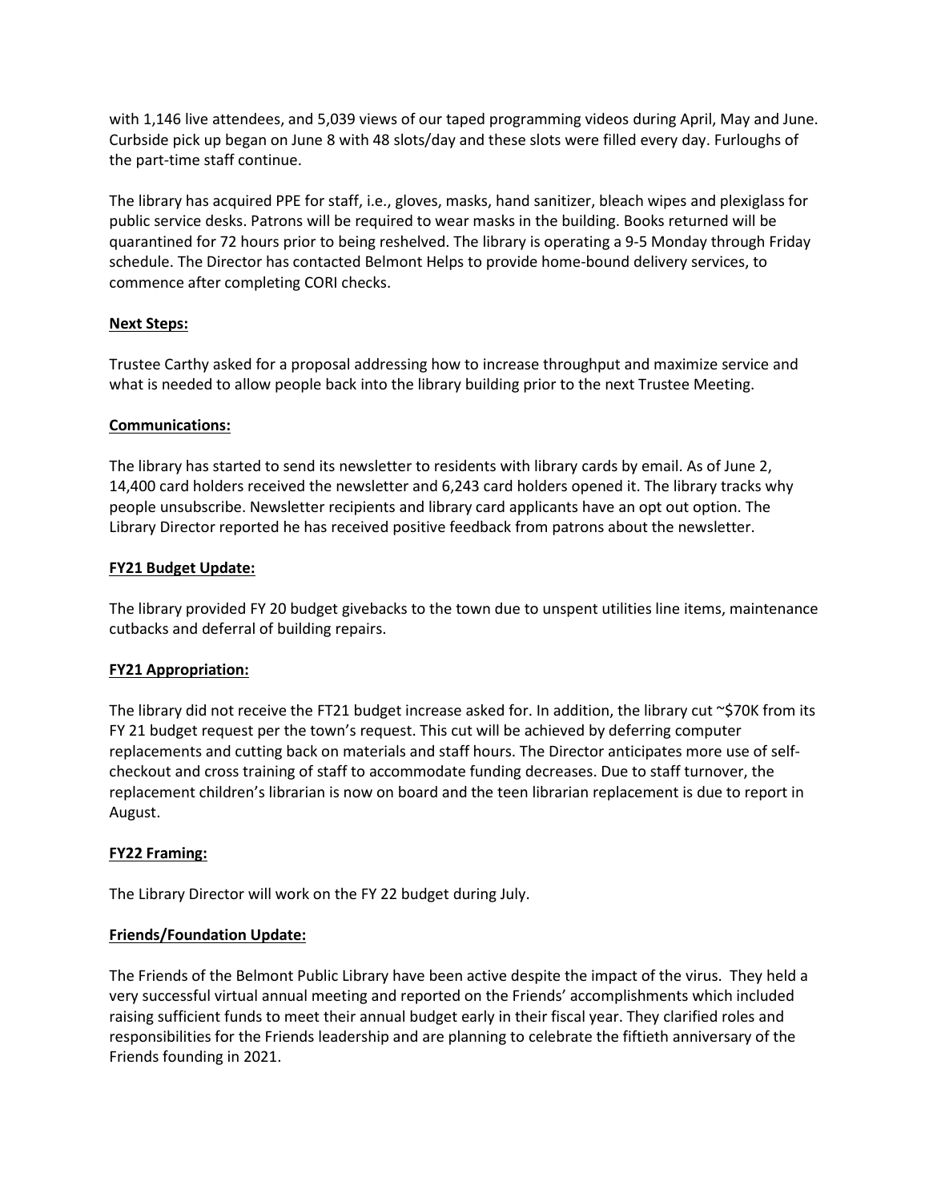with 1,146 live attendees, and 5,039 views of our taped programming videos during April, May and June. Curbside pick up began on June 8 with 48 slots/day and these slots were filled every day. Furloughs of the part-time staff continue.

The library has acquired PPE for staff, i.e., gloves, masks, hand sanitizer, bleach wipes and plexiglass for public service desks. Patrons will be required to wear masks in the building. Books returned will be quarantined for 72 hours prior to being reshelved. The library is operating a 9-5 Monday through Friday schedule. The Director has contacted Belmont Helps to provide home-bound delivery services, to commence after completing CORI checks.

**Next Steps:**

Trustee Carthy asked for a proposal addressing how to increase throughput and maximize service and what is needed to allow people back into the library building prior to the next Trustee Meeting.

**Communications:**

The library has started to send its newsletter to residents with library cards by email. As of June 2, 14,400 card holders received the newsletter and 6,243 card holders opened it. The library tracks why people unsubscribe. Newsletter recipients and library card applicants have an opt out option. The Library Director reported he has received positive feedback from patrons about the newsletter.

**FY21 Budget Update:**

The library provided FY 20 budget givebacks to the town due to unspent utilities line items, maintenance cutbacks and deferral of building repairs.

**FY21 Appropriation:**

The library did not receive the FT21 budget increase asked for. In addition, the library cut ~$70K from its FY 21 budget request per the town's request. This cut will be achieved by deferring computer replacements and cutting back on materials and staff hours. The Director anticipates more use of self-checkout and cross training of staff to accommodate funding decreases. Due to staff turnover, the replacement children's librarian is now on board and the teen librarian replacement is due to report in August.

**FY22 Framing:**

The Library Director will work on the FY 22 budget during July.

**Friends/Foundation Update:**

The Friends of the Belmont Public Library have been active despite the impact of the virus. They held a very successful virtual annual meeting and reported on the Friends' accomplishments which included raising sufficient funds to meet their annual budget early in their fiscal year. They clarified roles and responsibilities for the Friends leadership and are planning to celebrate the fiftieth anniversary of the Friends founding in 2021.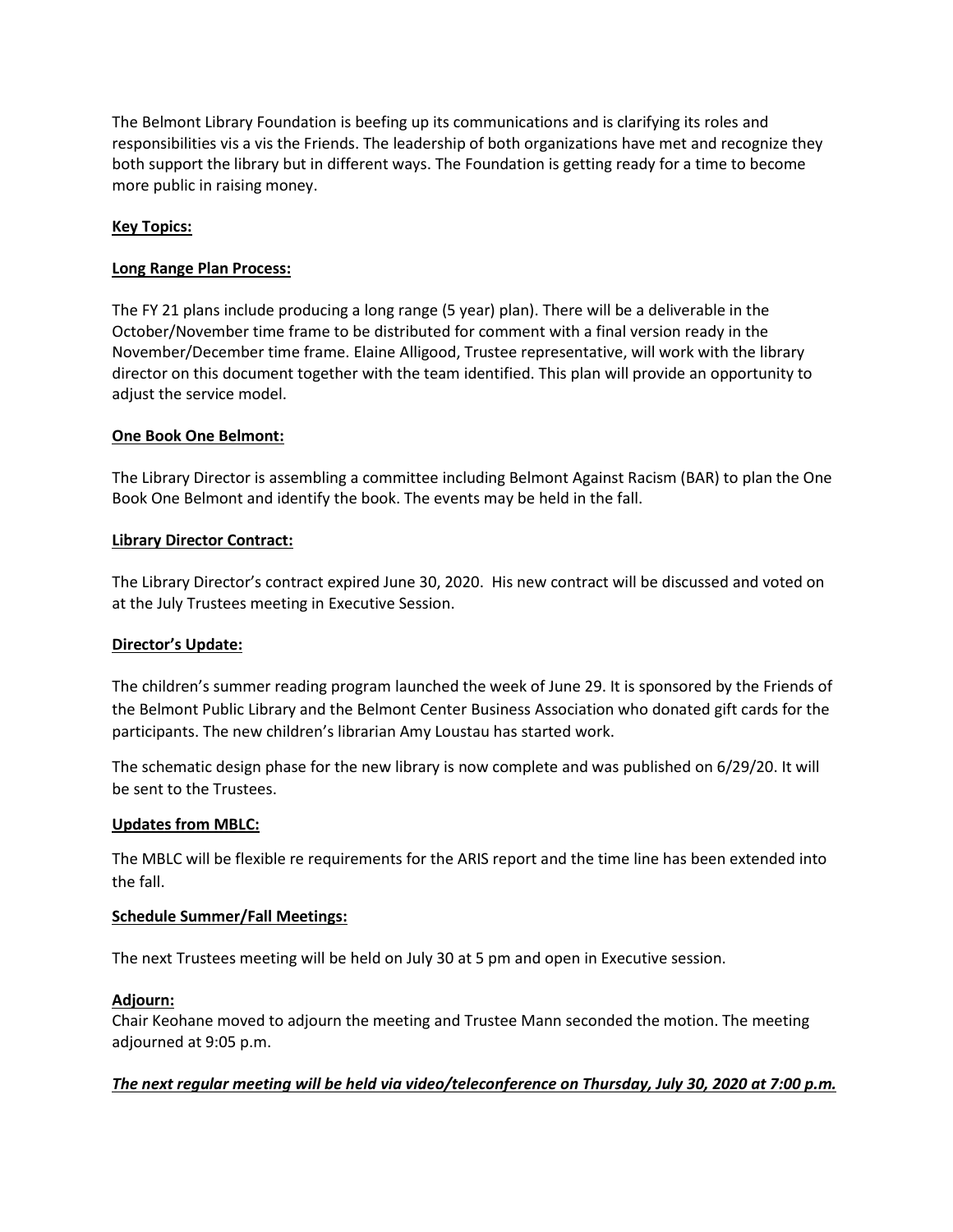The Belmont Library Foundation is beefing up its communications and is clarifying its roles and responsibilities vis a vis the Friends. The leadership of both organizations have met and recognize they both support the library but in different ways. The Foundation is getting ready for a time to become more public in raising money.

**Key Topics:**

**Long Range Plan Process:**

The FY 21 plans include producing a long range (5 year) plan). There will be a deliverable in the October/November time frame to be distributed for comment with a final version ready in the November/December time frame. Elaine Alligood, Trustee representative, will work with the library director on this document together with the team identified. This plan will provide an opportunity to adjust the service model.

**One Book One Belmont:**

The Library Director is assembling a committee including Belmont Against Racism (BAR) to plan the One Book One Belmont and identify the book. The events may be held in the fall.

**Library Director Contract:**

The Library Director's contract expired June 30, 2020. His new contract will be discussed and voted on at the July Trustees meeting in Executive Session.

**Director's Update:**

The children's summer reading program launched the week of June 29. It is sponsored by the Friends of the Belmont Public Library and the Belmont Center Business Association who donated gift cards for the participants. The new children's librarian Amy Loustau has started work.

The schematic design phase for the new library is now complete and was published on 6/29/20. It will be sent to the Trustees.

**Updates from MBLC:**

The MBLC will be flexible re requirements for the ARIS report and the time line has been extended into the fall.

**Schedule Summer/Fall Meetings:**

The next Trustees meeting will be held on July 30 at 5 pm and open in Executive session.

**Adjourn:**
Chair Keohane moved to adjourn the meeting and Trustee Mann seconded the motion. The meeting adjourned at 9:05 p.m.

***The next regular meeting will be held via video/teleconference on Thursday, July 30, 2020 at 7:00 p.m.***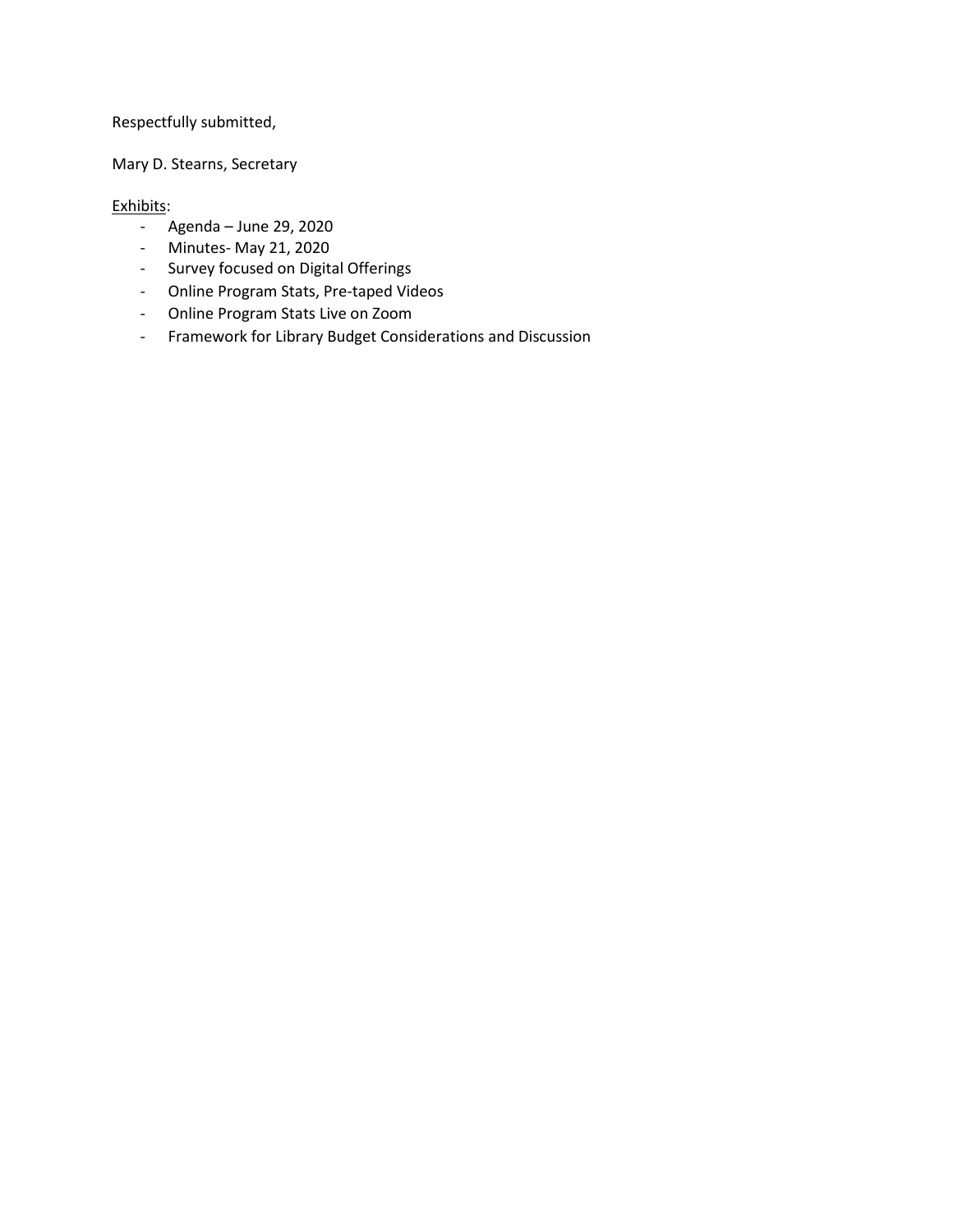Respectfully submitted,

Mary D. Stearns, Secretary

Exhibits:

- Agenda – June 29, 2020
- Minutes- May 21, 2020
- Survey focused on Digital Offerings
- Online Program Stats, Pre-taped Videos
- Online Program Stats Live on Zoom
- Framework for Library Budget Considerations and Discussion